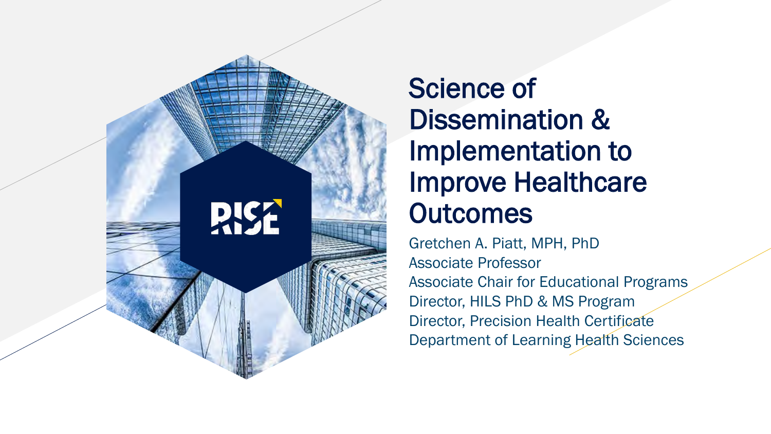# Science of Dissemination & Implementation to Improve Healthcare Outcomes

Gretchen A. Piatt, MPH, PhD
Associate Professor
Associate Chair for Educational Programs
Director, HILS PhD & MS Program
Director, Precision Health Certificate
Department of Learning Health Sciences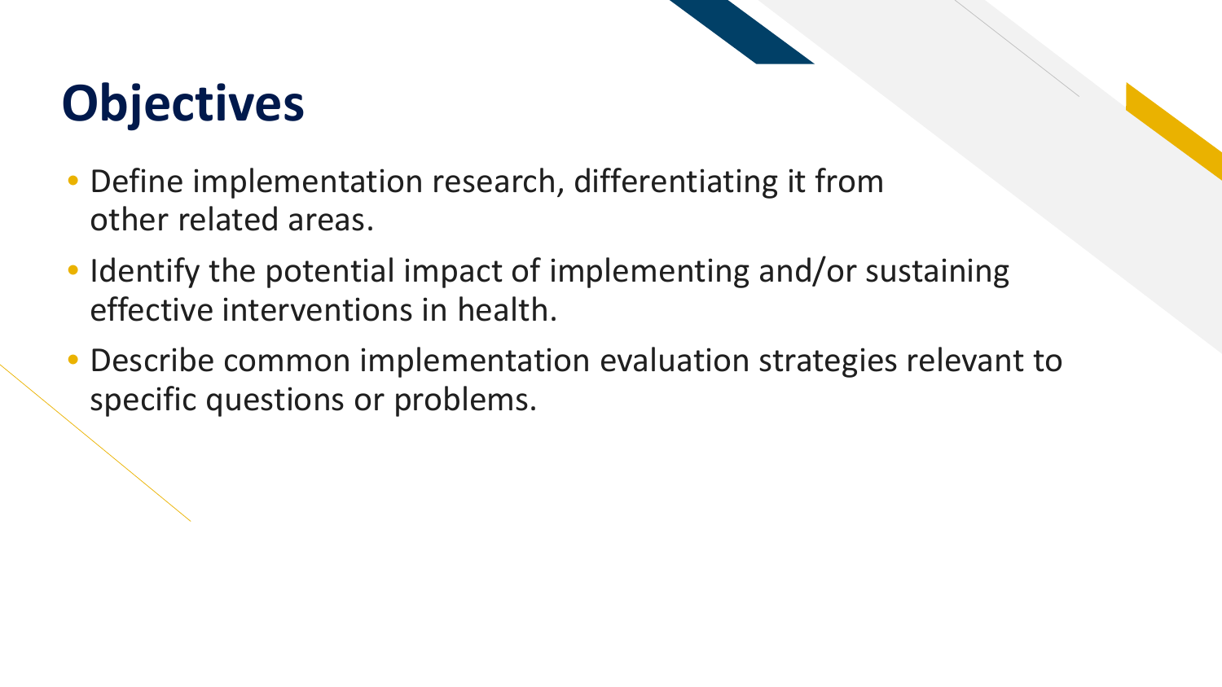# Objectives

- Define implementation research, differentiating it from other related areas.
- Identify the potential impact of implementing and/or sustaining effective interventions in health.
- Describe common implementation evaluation strategies relevant to specific questions or problems.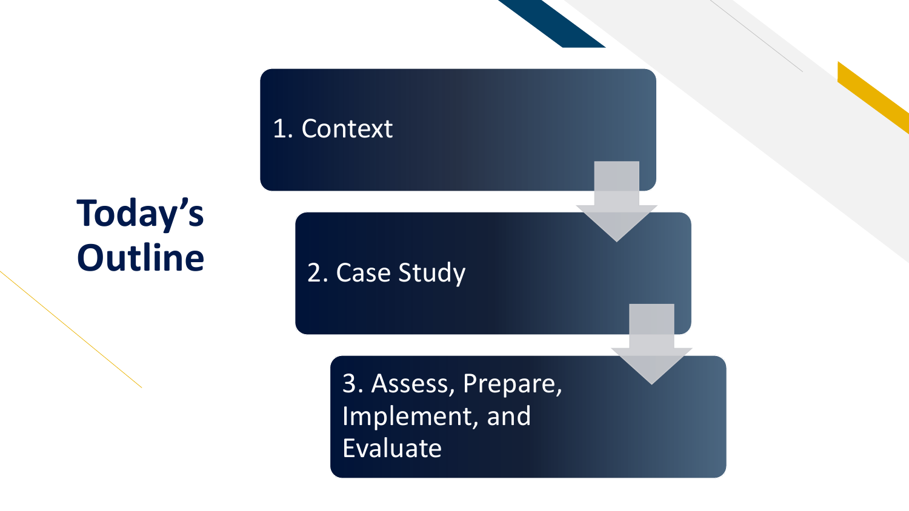# Today's Outline

1. Context
2. Case Study
3. Assess, Prepare, Implement, and Evaluate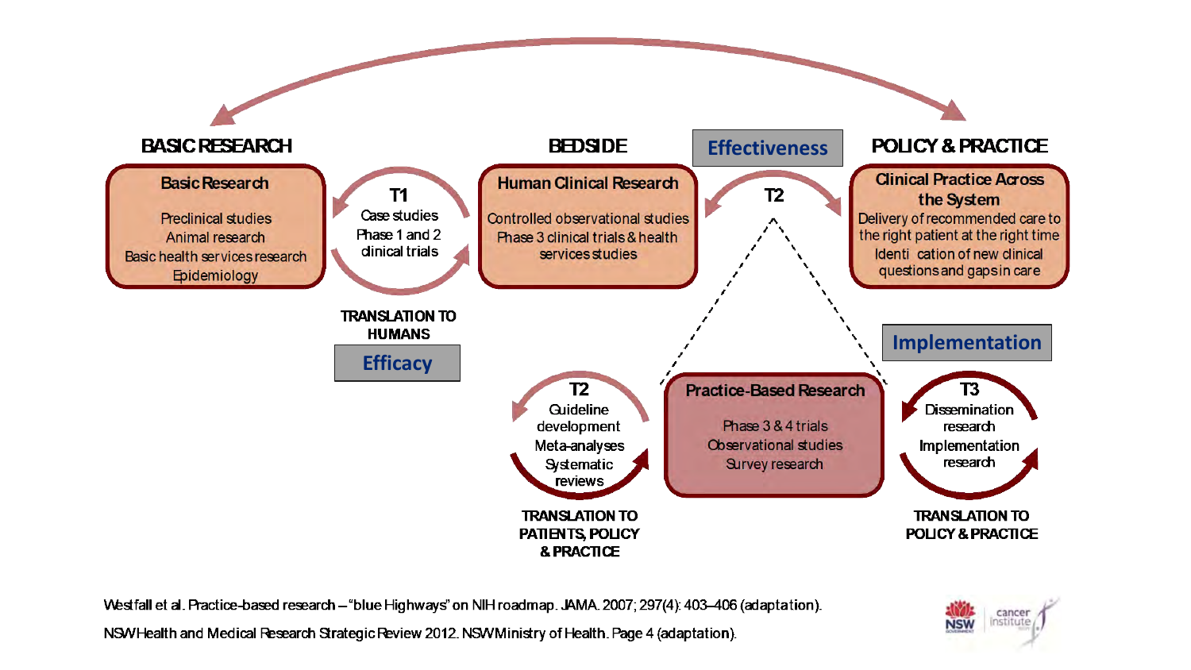## BASIC RESEARCH

**Basic Research**

Preclinical studies
Animal research
Basic health services research
Epidemiology

**T1**
Case studies
Phase 1 and 2 clinical trials

TRANSLATION TO HUMANS

**Efficacy**

## BEDSIDE

**Human Clinical Research**

Controlled observational studies
Phase 3 clinical trials & health services studies

**Effectiveness**

**T2**

## POLICY & PRACTICE

**Clinical Practice Across the System**

Delivery of recommended care to the right patient at the right time
Identi cation of new clinical questions and gaps in care

**Implementation**

**T2**
Guideline development
Meta-analyses
Systematic reviews

TRANSLATION TO PATIENTS, POLICY & PRACTICE

**Practice-Based Research**

Phase 3 & 4 trials
Observational studies
Survey research

**T3**
Dissemination research
Implementation research

TRANSLATION TO POLICY & PRACTICE

Westfall et al. Practice-based research – "blue Highways" on NIH roadmap. JAMA. 2007; 297(4): 403–406 (adaptation).

NSW Health and Medical Research Strategic Review 2012. NSW Ministry of Health. Page 4 (adaptation).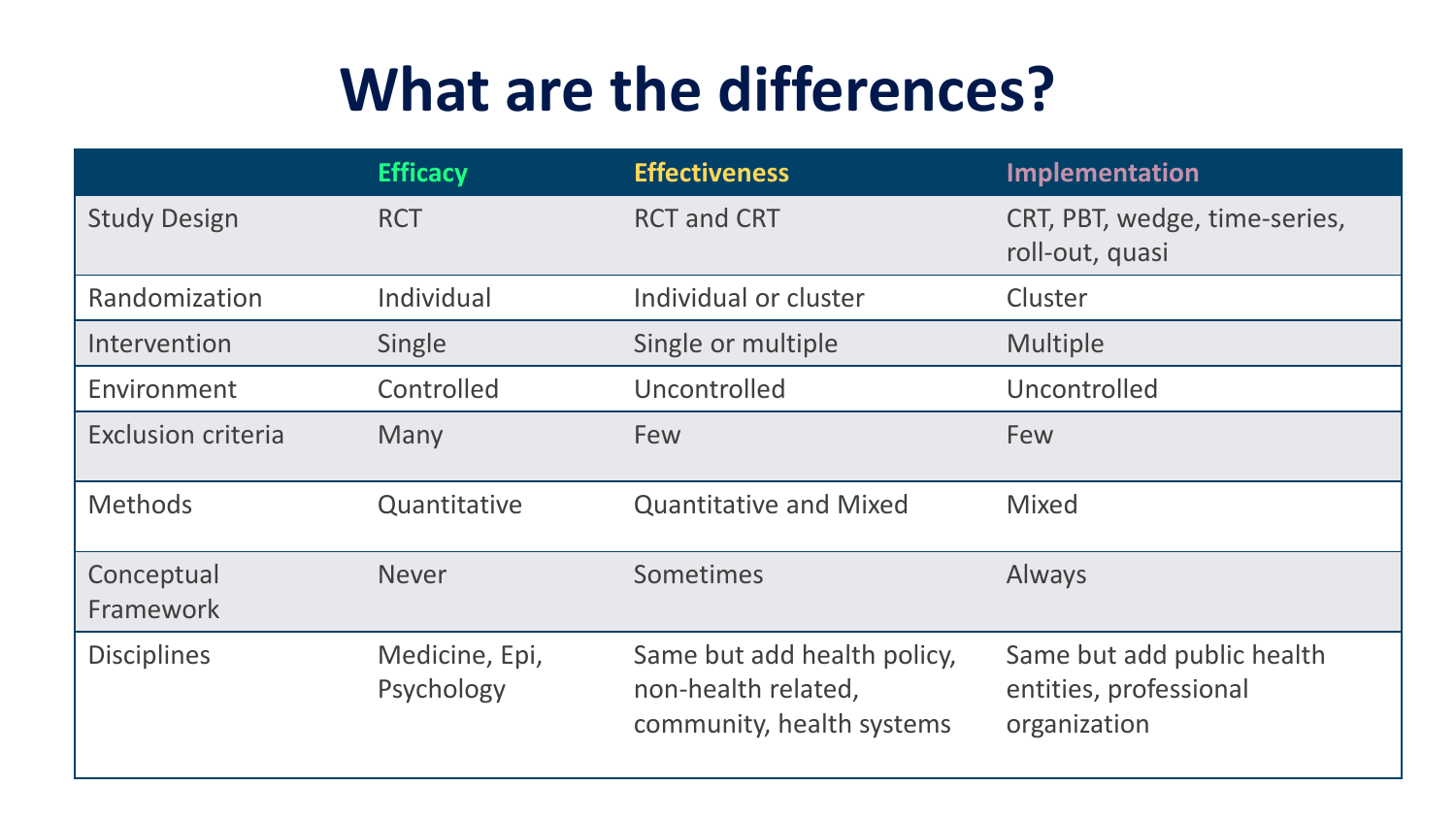# What are the differences?

| | Efficacy | Effectiveness | Implementation |
|---|---|---|---|
| Study Design | RCT | RCT and CRT | CRT, PBT, wedge, time-series, roll-out, quasi |
| Randomization | Individual | Individual or cluster | Cluster |
| Intervention | Single | Single or multiple | Multiple |
| Environment | Controlled | Uncontrolled | Uncontrolled |
| Exclusion criteria | Many | Few | Few |
| Methods | Quantitative | Quantitative and Mixed | Mixed |
| Conceptual Framework | Never | Sometimes | Always |
| Disciplines | Medicine, Epi, Psychology | Same but add health policy, non-health related, community, health systems | Same but add public health entities, professional organization |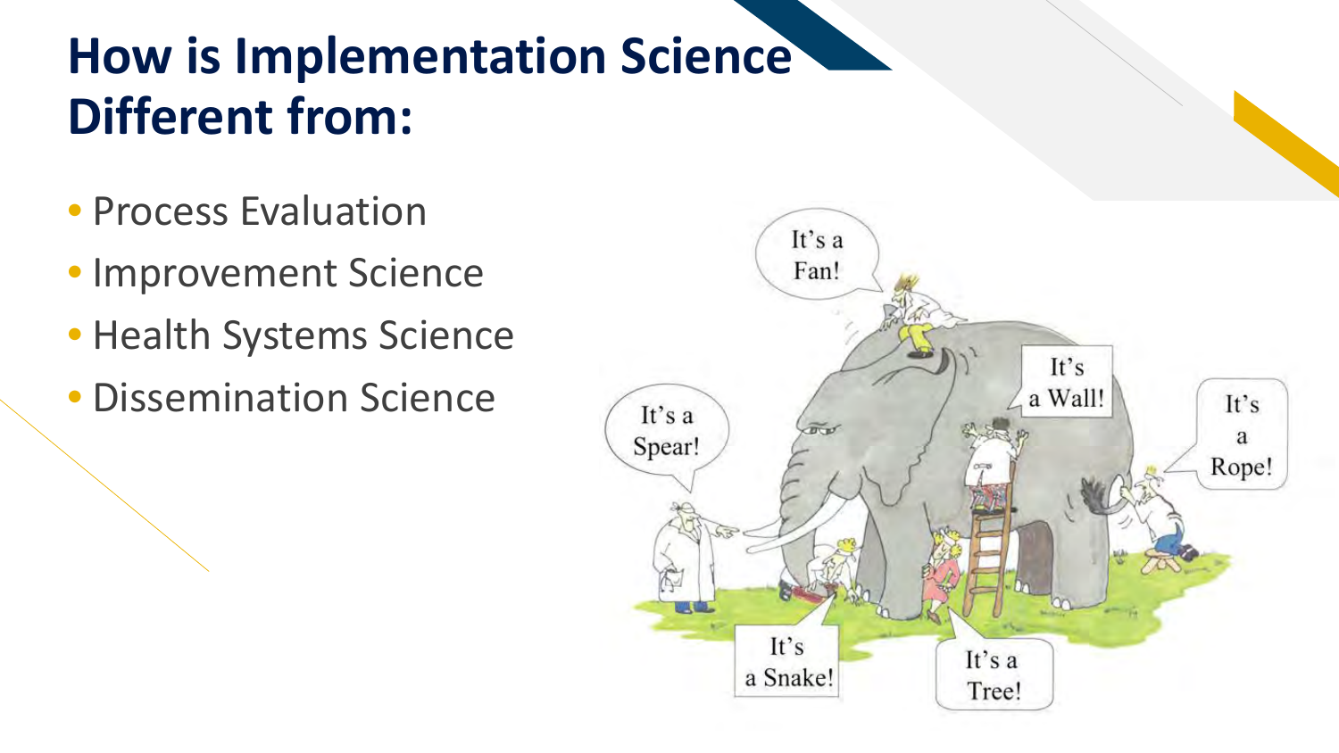# How is Implementation Science Different from:

- Process Evaluation
- Improvement Science
- Health Systems Science
- Dissemination Science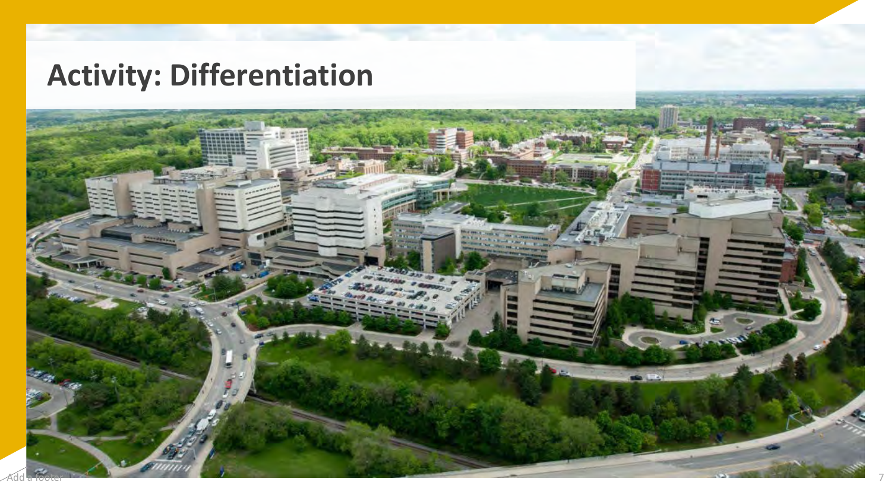# Activity: Differentiation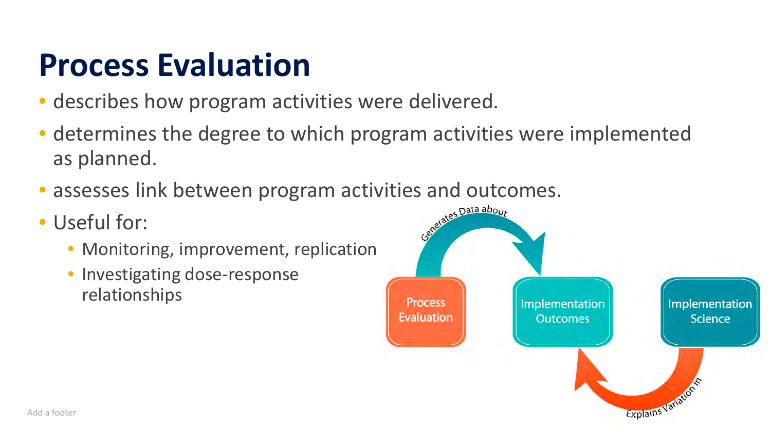# Process Evaluation

- describes how program activities were delivered.
- determines the degree to which program activities were implemented as planned.
- assesses link between program activities and outcomes.
- Useful for:
  - Monitoring, improvement, replication
  - Investigating dose-response relationships

Process Evaluation → Generates Data about → Implementation Outcomes

Implementation Science → Explains Variation in → Implementation Outcomes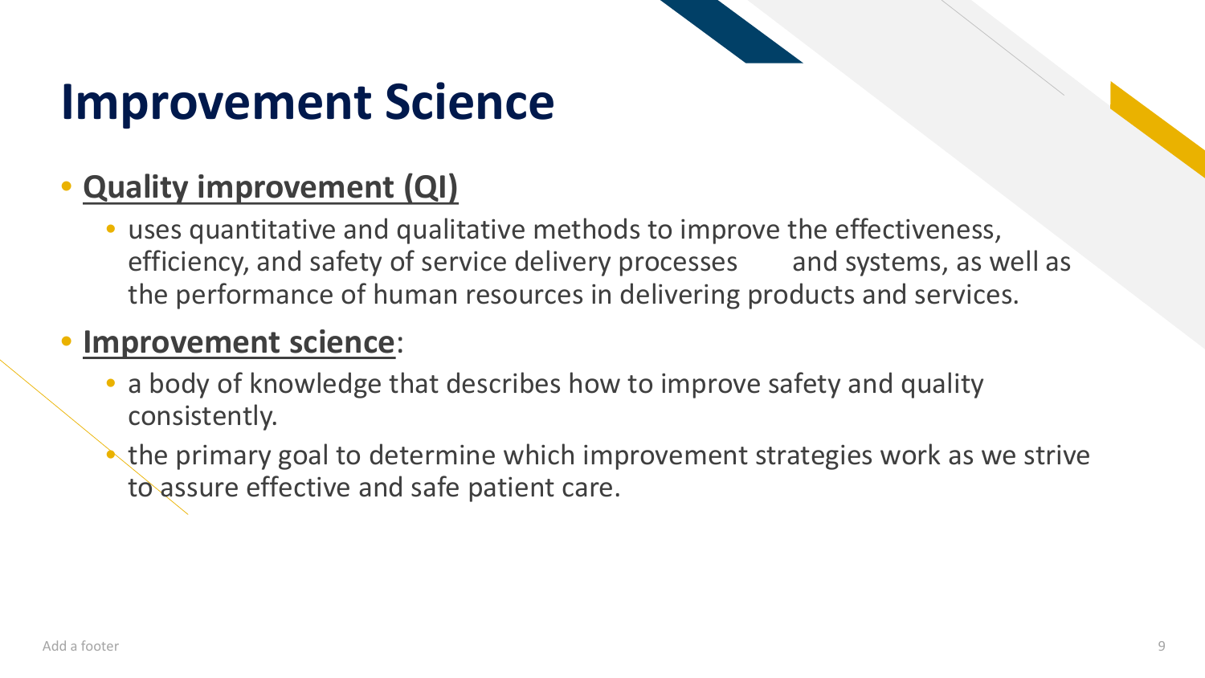# Improvement Science

- **Quality improvement (QI)**
  - uses quantitative and qualitative methods to improve the effectiveness, efficiency, and safety of service delivery processes and systems, as well as the performance of human resources in delivering products and services.
- **Improvement science**:
  - a body of knowledge that describes how to improve safety and quality consistently.
  - the primary goal to determine which improvement strategies work as we strive to assure effective and safe patient care.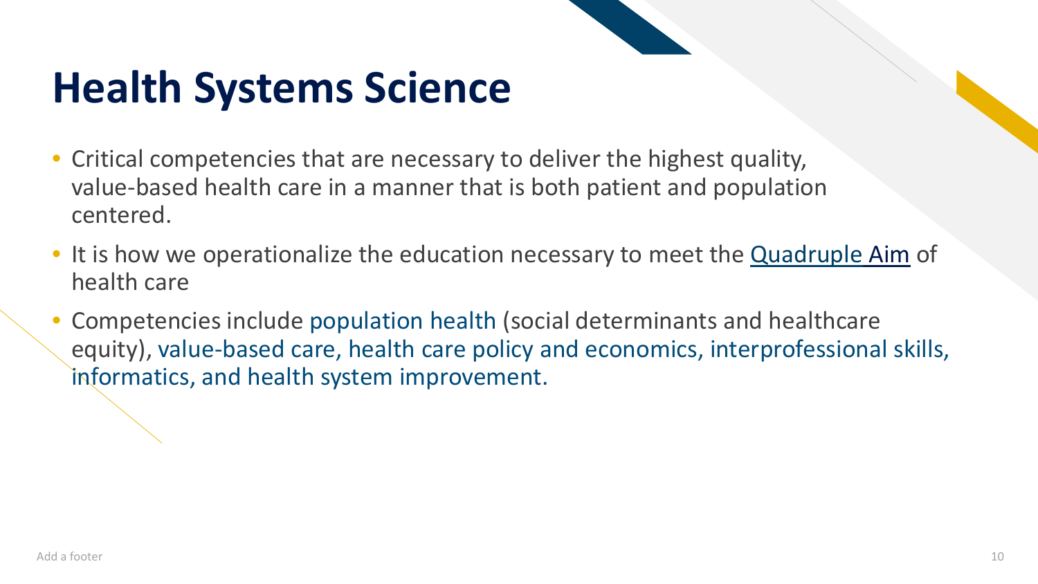# Health Systems Science

- Critical competencies that are necessary to deliver the highest quality, value-based health care in a manner that is both patient and population centered.
- It is how we operationalize the education necessary to meet the Quadruple Aim of health care
- Competencies include population health (social determinants and healthcare equity), value-based care, health care policy and economics, interprofessional skills, informatics, and health system improvement.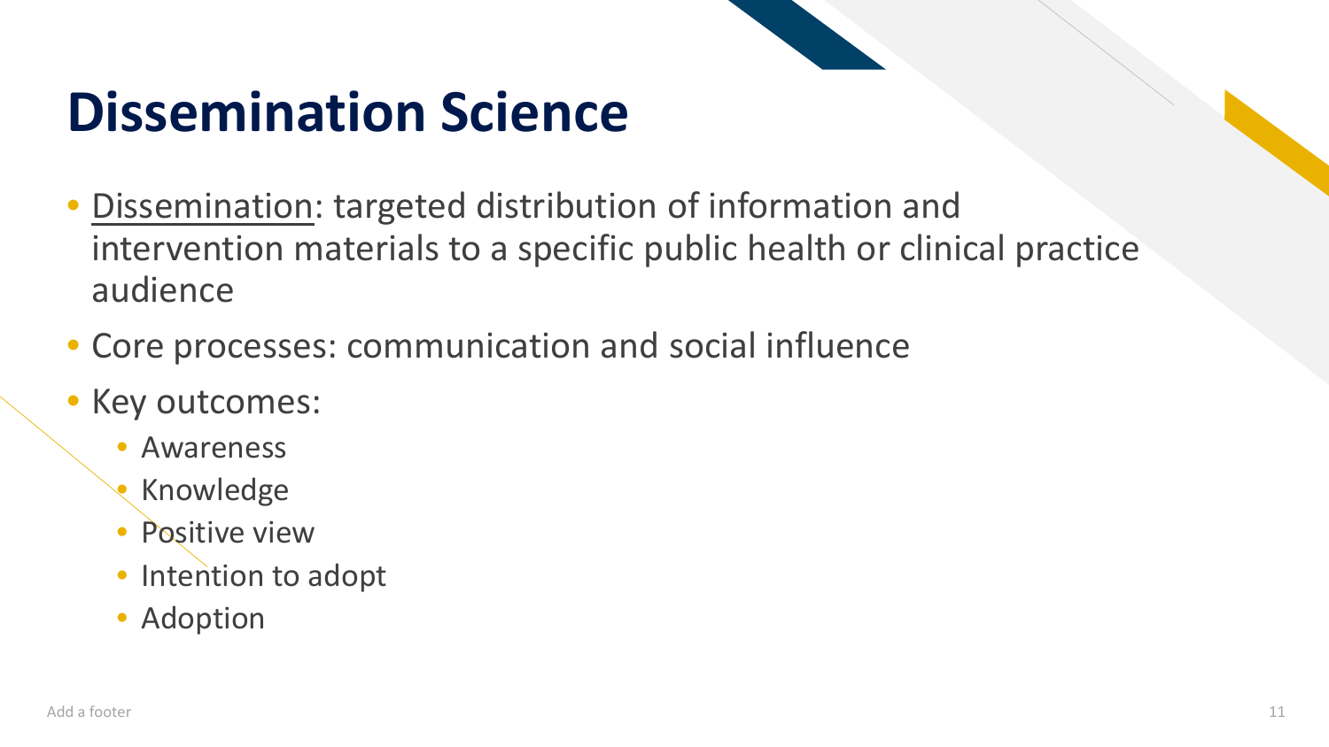# Dissemination Science

- Dissemination: targeted distribution of information and intervention materials to a specific public health or clinical practice audience
- Core processes: communication and social influence
- Key outcomes:
  - Awareness
  - Knowledge
  - Positive view
  - Intention to adopt
  - Adoption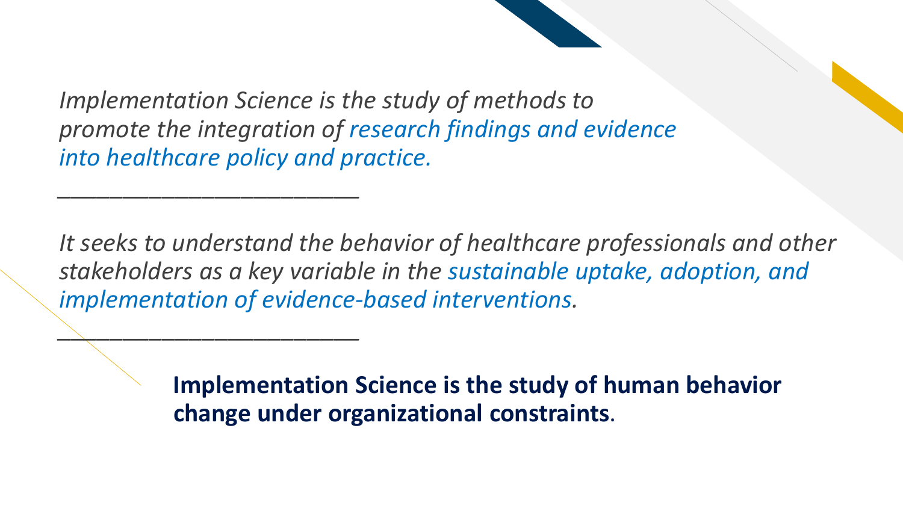*Implementation Science is the study of methods to promote the integration of research findings and evidence into healthcare policy and practice.*

---

*It seeks to understand the behavior of healthcare professionals and other stakeholders as a key variable in the sustainable uptake, adoption, and implementation of evidence-based interventions.*

---

**Implementation Science is the study of human behavior change under organizational constraints**.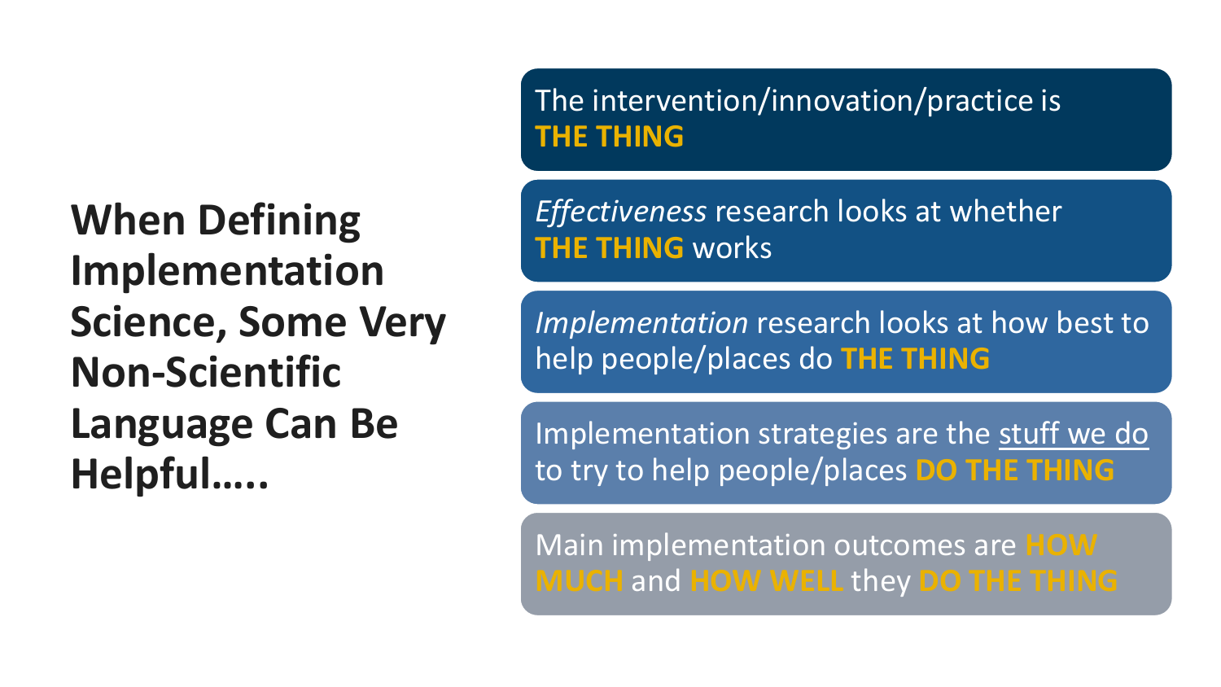# When Defining Implementation Science, Some Very Non-Scientific Language Can Be Helpful…..

The intervention/innovation/practice is **THE THING**

*Effectiveness* research looks at whether **THE THING** works

*Implementation* research looks at how best to help people/places do **THE THING**

Implementation strategies are the <u>stuff we do</u> to try to help people/places **DO THE THING**

Main implementation outcomes are **HOW MUCH** and **HOW WELL** they **DO THE THING**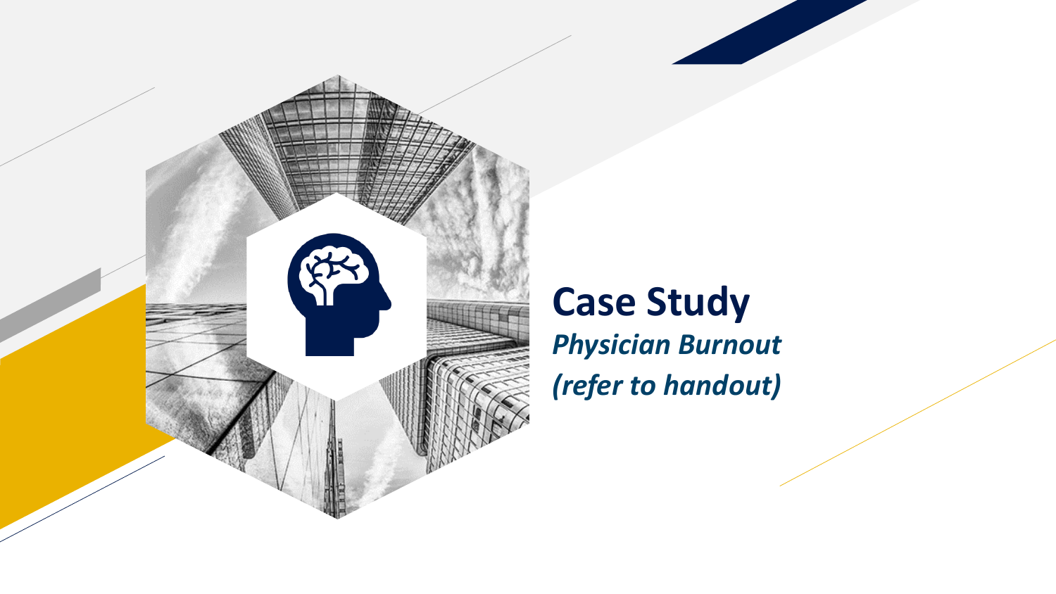# Case Study

***Physician Burnout***

***(refer to handout)***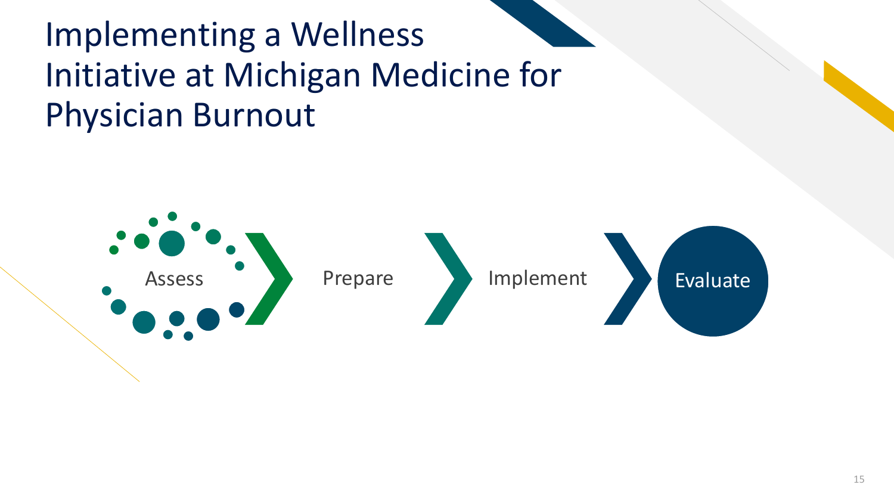# Implementing a Wellness Initiative at Michigan Medicine for Physician Burnout

Assess → Prepare → Implement → Evaluate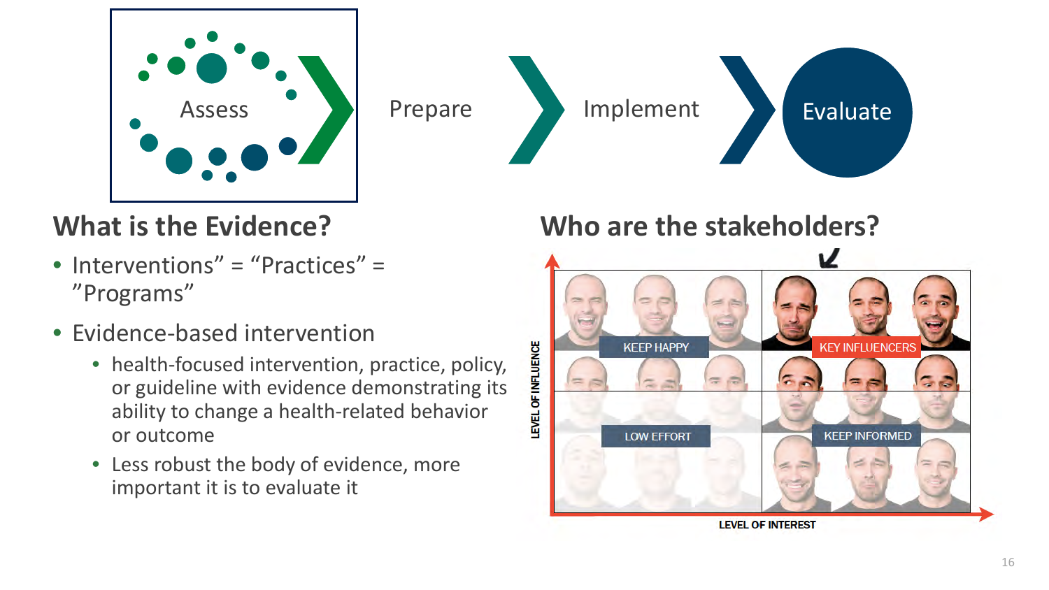Assess › Prepare › Implement › Evaluate

## What is the Evidence?

- Interventions" = "Practices" = "Programs"
- Evidence-based intervention
  - health-focused intervention, practice, policy, or guideline with evidence demonstrating its ability to change a health-related behavior or outcome
  - Less robust the body of evidence, more important it is to evaluate it

## Who are the stakeholders?

| | |
|---|---|
| KEEP HAPPY | KEY INFLUENCERS |
| LOW EFFORT | KEEP INFORMED |

LEVEL OF INFLUENCE (vertical axis)

LEVEL OF INTEREST (horizontal axis)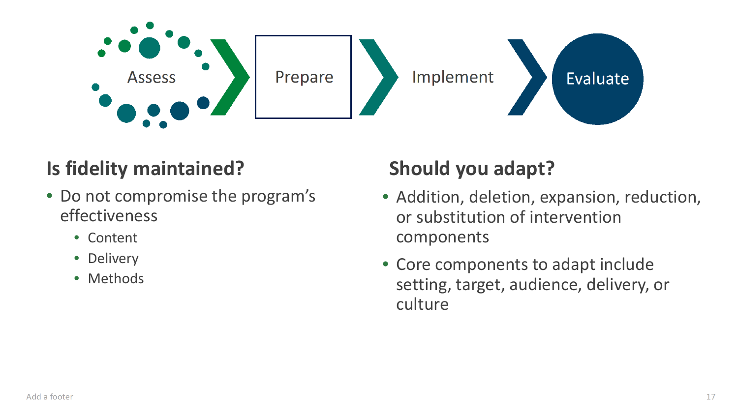Assess › Prepare › Implement › Evaluate

## Is fidelity maintained?

- Do not compromise the program's effectiveness
  - Content
  - Delivery
  - Methods

## Should you adapt?

- Addition, deletion, expansion, reduction, or substitution of intervention components
- Core components to adapt include setting, target, audience, delivery, or culture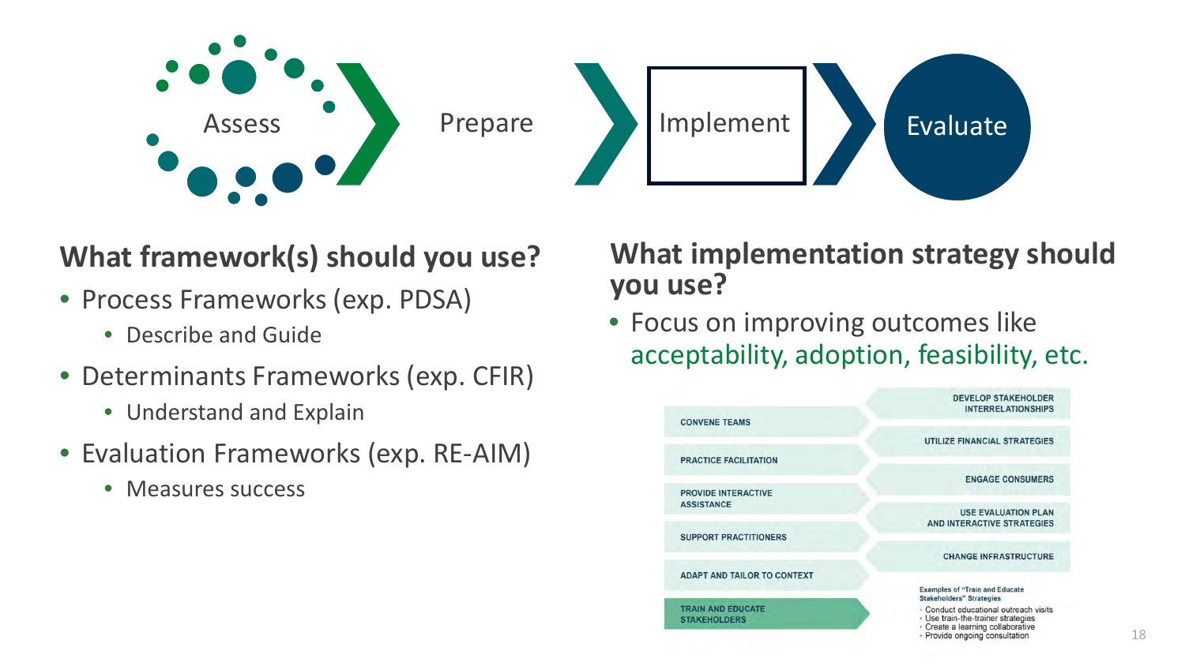Assess → Prepare → Implement → Evaluate

## What framework(s) should you use?

- Process Frameworks (exp. PDSA)
  - Describe and Guide
- Determinants Frameworks (exp. CFIR)
  - Understand and Explain
- Evaluation Frameworks (exp. RE-AIM)
  - Measures success

## What implementation strategy should you use?

- Focus on improving outcomes like acceptability, adoption, feasibility, etc.

CONVENE TEAMS

PRACTICE FACILITATION

PROVIDE INTERACTIVE ASSISTANCE

SUPPORT PRACTITIONERS

ADAPT AND TAILOR TO CONTEXT

TRAIN AND EDUCATE STAKEHOLDERS

DEVELOP STAKEHOLDER INTERRELATIONSHIPS

UTILIZE FINANCIAL STRATEGIES

ENGAGE CONSUMERS

USE EVALUATION PLAN AND INTERACTIVE STRATEGIES

CHANGE INFRASTRUCTURE

Examples of "Train and Educate Stakeholders" Strategies

- Conduct educational outreach visits
- Use train-the-trainer strategies
- Create a learning collaborative
- Provide ongoing consultation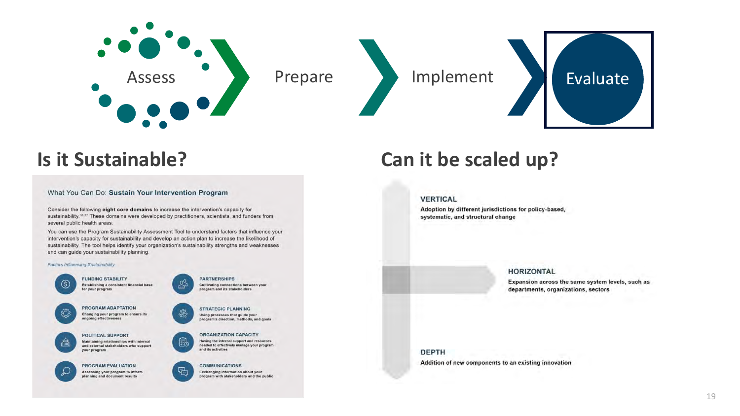Assess → Prepare → Implement → **Evaluate**

## Is it Sustainable?

### What You Can Do: **Sustain Your Intervention Program**

Consider the following **eight core domains** to increase the intervention's capacity for sustainability.[36,37] These domains were developed by practitioners, scientists, and funders from several public health areas.

You can use the Program Sustainability Assessment Tool to understand factors that influence your intervention's capacity for sustainability and develop an action plan to increase the likelihood of sustainability. The tool helps identify your organization's sustainability strengths and weaknesses and can guide your sustainability planning.

*Factors Influencing Sustainability*

- **FUNDING STABILITY** – Establishing a consistent financial base for your program
- **PROGRAM ADAPTATION** – Changing your program to ensure its ongoing effectiveness
- **POLITICAL SUPPORT** – Maintaining relationships with internal and external stakeholders who support your program
- **PROGRAM EVALUATION** – Assessing your program to inform planning and document results
- **PARTNERSHIPS** – Cultivating connections between your program and its stakeholders
- **STRATEGIC PLANNING** – Using processes that guide your program's direction, methods, and goals
- **ORGANIZATION CAPACITY** – Having the internal support and resources needed to effectively manage your program and its activities
- **COMMUNICATIONS** – Exchanging information about your program with stakeholders and the public

## Can it be scaled up?

**VERTICAL**
Adoption by different jurisdictions for policy-based, systematic, and structural change

**HORIZONTAL**
Expansion across the same system levels, such as departments, organizations, sectors

**DEPTH**
Addition of new components to an existing innovation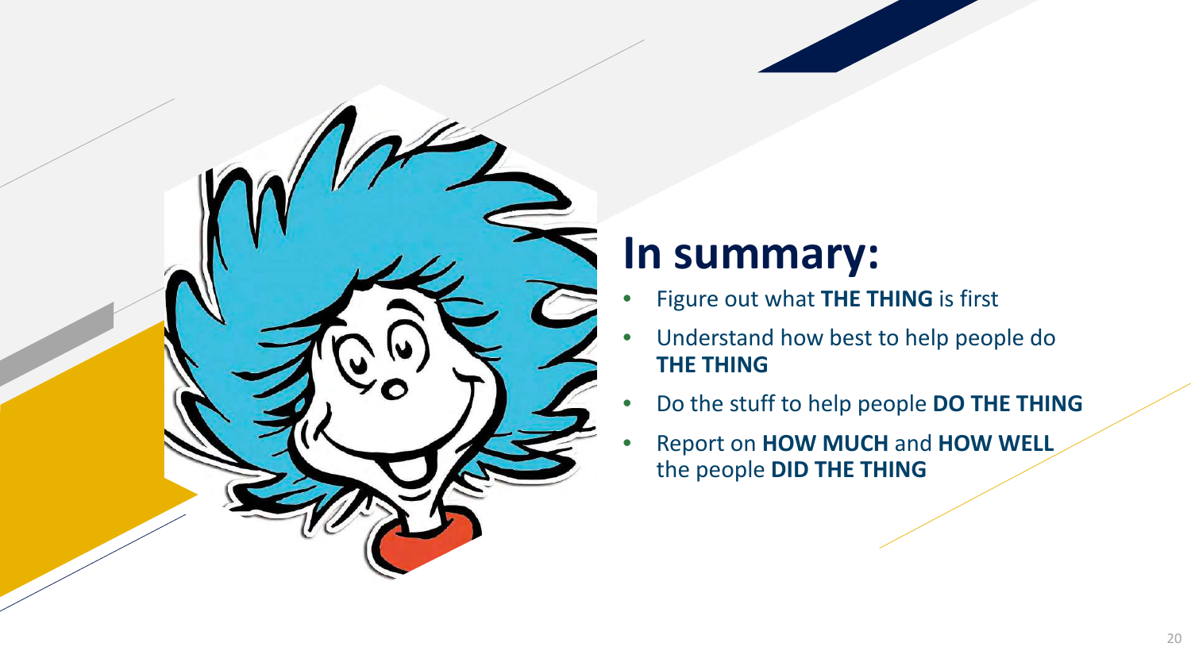# In summary:

- Figure out what **THE THING** is first
- Understand how best to help people do **THE THING**
- Do the stuff to help people **DO THE THING**
- Report on **HOW MUCH** and **HOW WELL** the people **DID THE THING**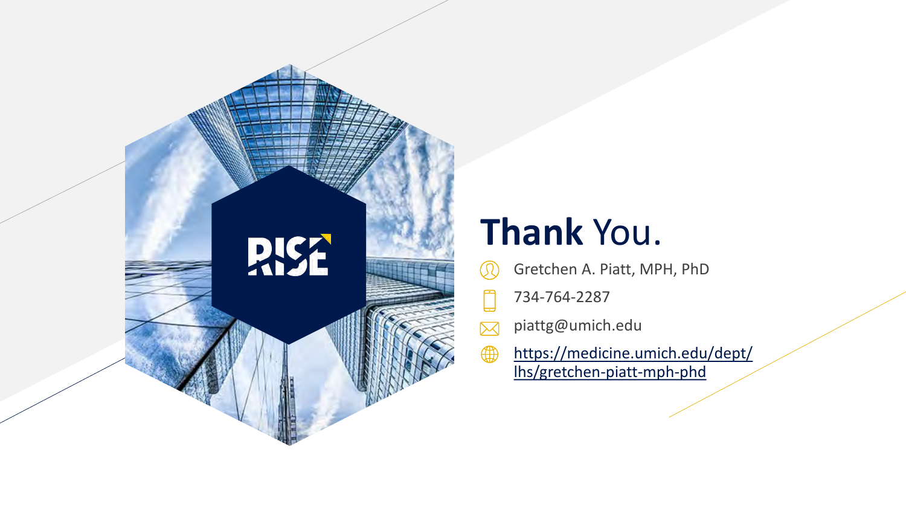RISE

# Thank You.

- Gretchen A. Piatt, MPH, PhD
- 734-764-2287
- piattg@umich.edu
- https://medicine.umich.edu/dept/lhs/gretchen-piatt-mph-phd